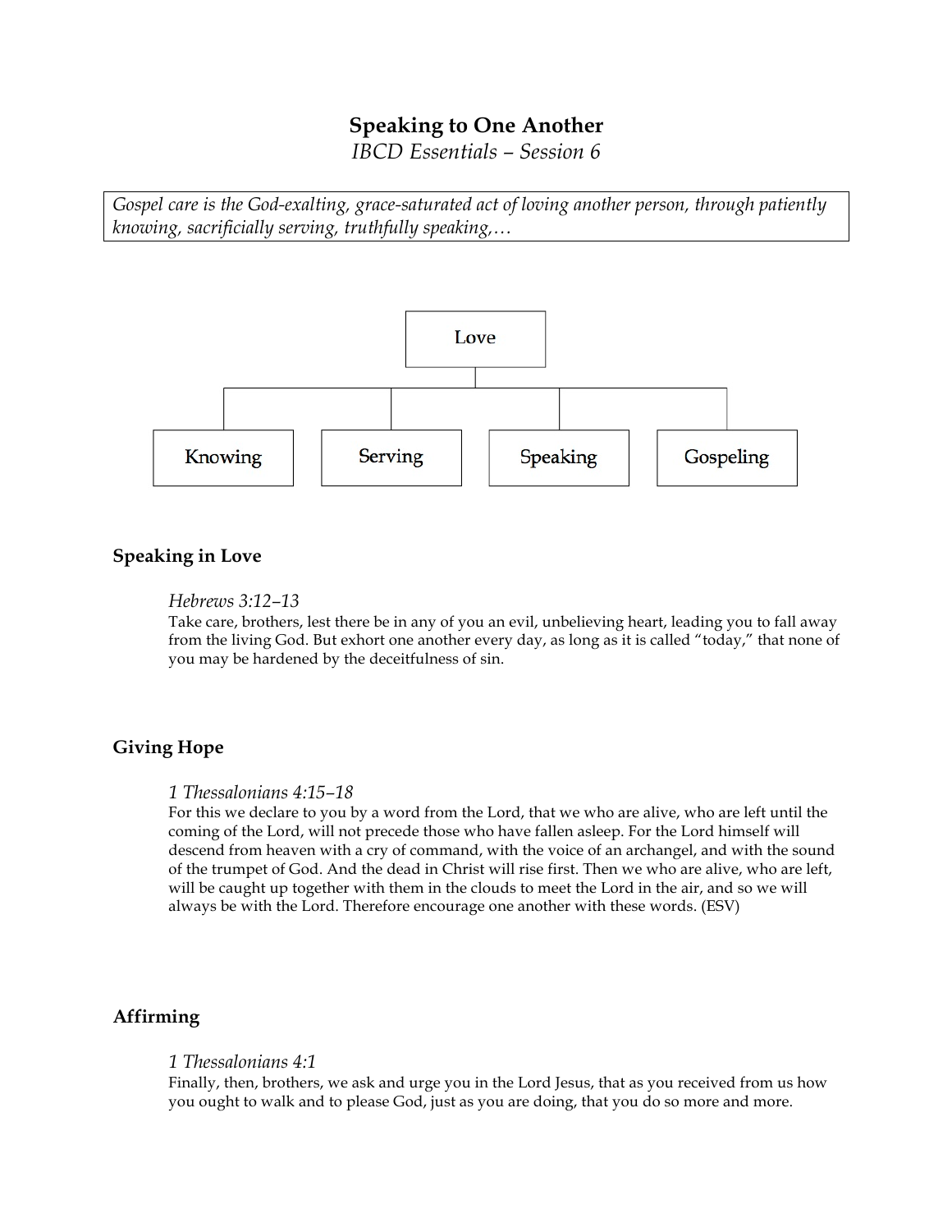# Speaking to One Another

*IBCD Essentials – Session 6*

> *Gospel care is the God-exalting, grace-saturated act of loving another person, through patiently knowing, sacrificially serving, truthfully speaking,…*

Love

- Knowing
- Serving
- Speaking
- Gospeling

## Speaking in Love

*Hebrews 3:12–13*
Take care, brothers, lest there be in any of you an evil, unbelieving heart, leading you to fall away from the living God. But exhort one another every day, as long as it is called "today," that none of you may be hardened by the deceitfulness of sin.

## Giving Hope

*1 Thessalonians 4:15–18*
For this we declare to you by a word from the Lord, that we who are alive, who are left until the coming of the Lord, will not precede those who have fallen asleep. For the Lord himself will descend from heaven with a cry of command, with the voice of an archangel, and with the sound of the trumpet of God. And the dead in Christ will rise first. Then we who are alive, who are left, will be caught up together with them in the clouds to meet the Lord in the air, and so we will always be with the Lord. Therefore encourage one another with these words. (ESV)

## Affirming

*1 Thessalonians 4:1*
Finally, then, brothers, we ask and urge you in the Lord Jesus, that as you received from us how you ought to walk and to please God, just as you are doing, that you do so more and more.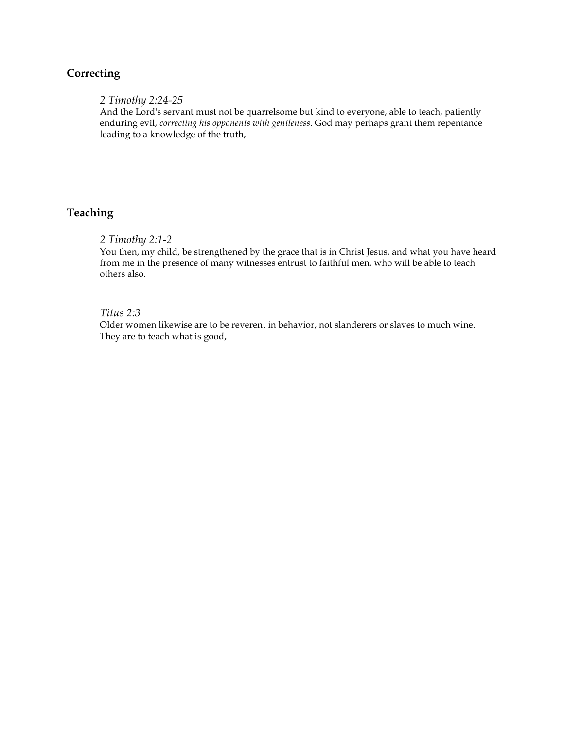## Correcting

*2 Timothy 2:24-25*
And the Lord's servant must not be quarrelsome but kind to everyone, able to teach, patiently enduring evil, *correcting his opponents with gentleness*. God may perhaps grant them repentance leading to a knowledge of the truth,

## Teaching

*2 Timothy 2:1-2*
You then, my child, be strengthened by the grace that is in Christ Jesus, and what you have heard from me in the presence of many witnesses entrust to faithful men, who will be able to teach others also.

*Titus 2:3*
Older women likewise are to be reverent in behavior, not slanderers or slaves to much wine. They are to teach what is good,